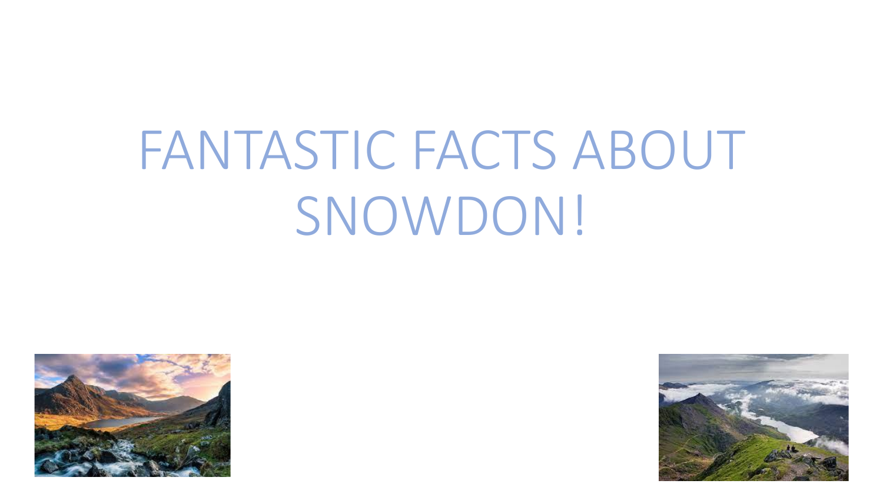# FANTASTIC FACTS ABOUT SNOWDON!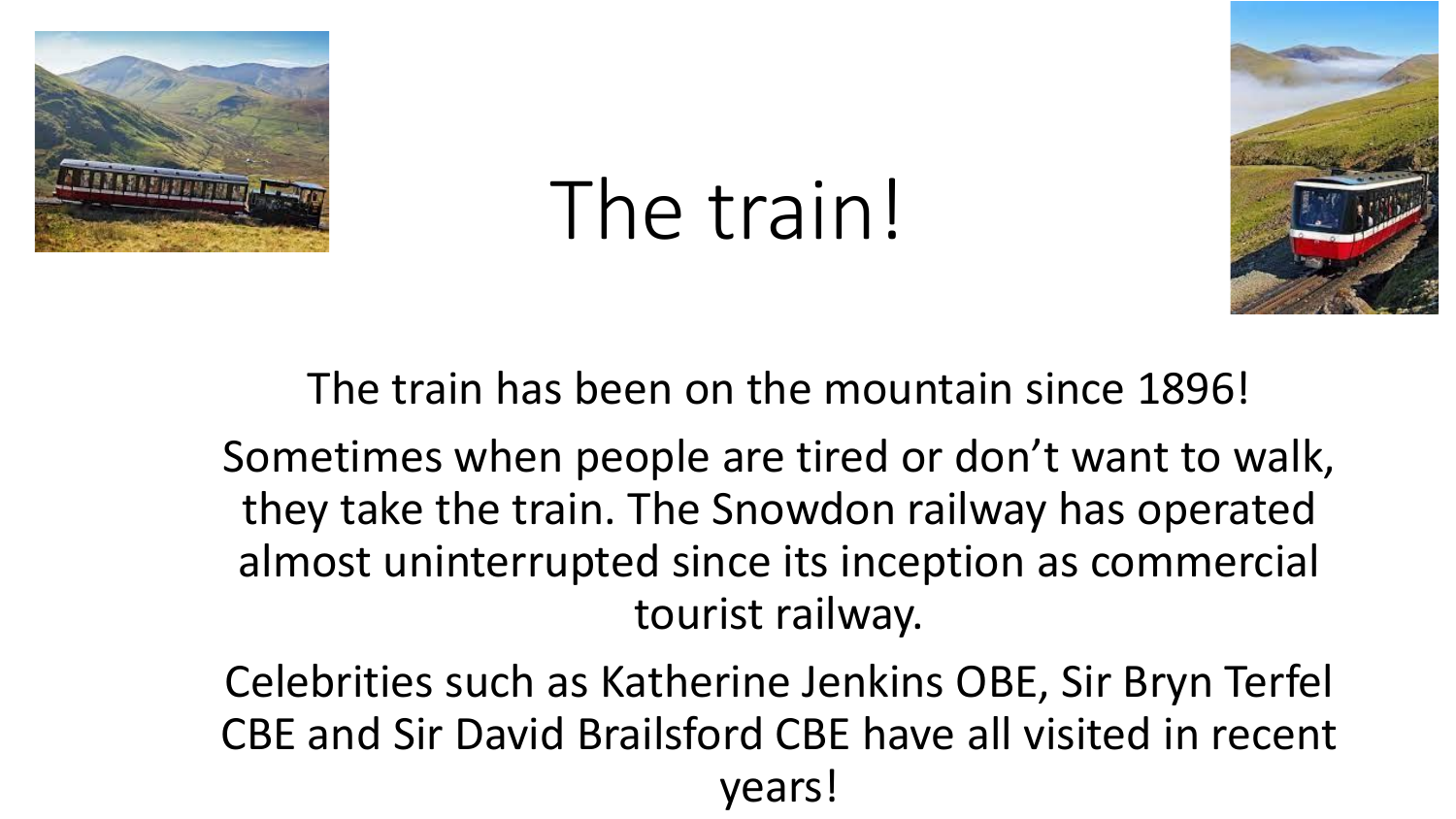# The train!

The train has been on the mountain since 1896!

Sometimes when people are tired or don't want to walk, they take the train. The Snowdon railway has operated almost uninterrupted since its inception as commercial tourist railway.

Celebrities such as Katherine Jenkins OBE, Sir Bryn Terfel CBE and Sir David Brailsford CBE have all visited in recent years!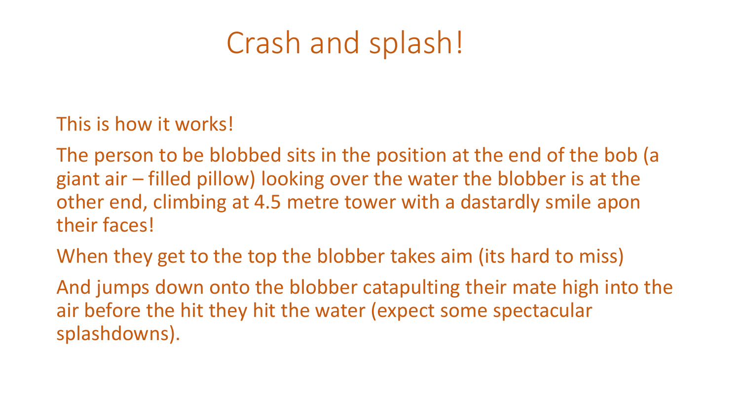# Crash and splash!

This is how it works!

The person to be blobbed sits in the position at the end of the bob (a giant air – filled pillow) looking over the water the blobber is at the other end, climbing at 4.5 metre tower with a dastardly smile apon their faces!

When they get to the top the blobber takes aim (its hard to miss)

And jumps down onto the blobber catapulting their mate high into the air before the hit they hit the water (expect some spectacular splashdowns).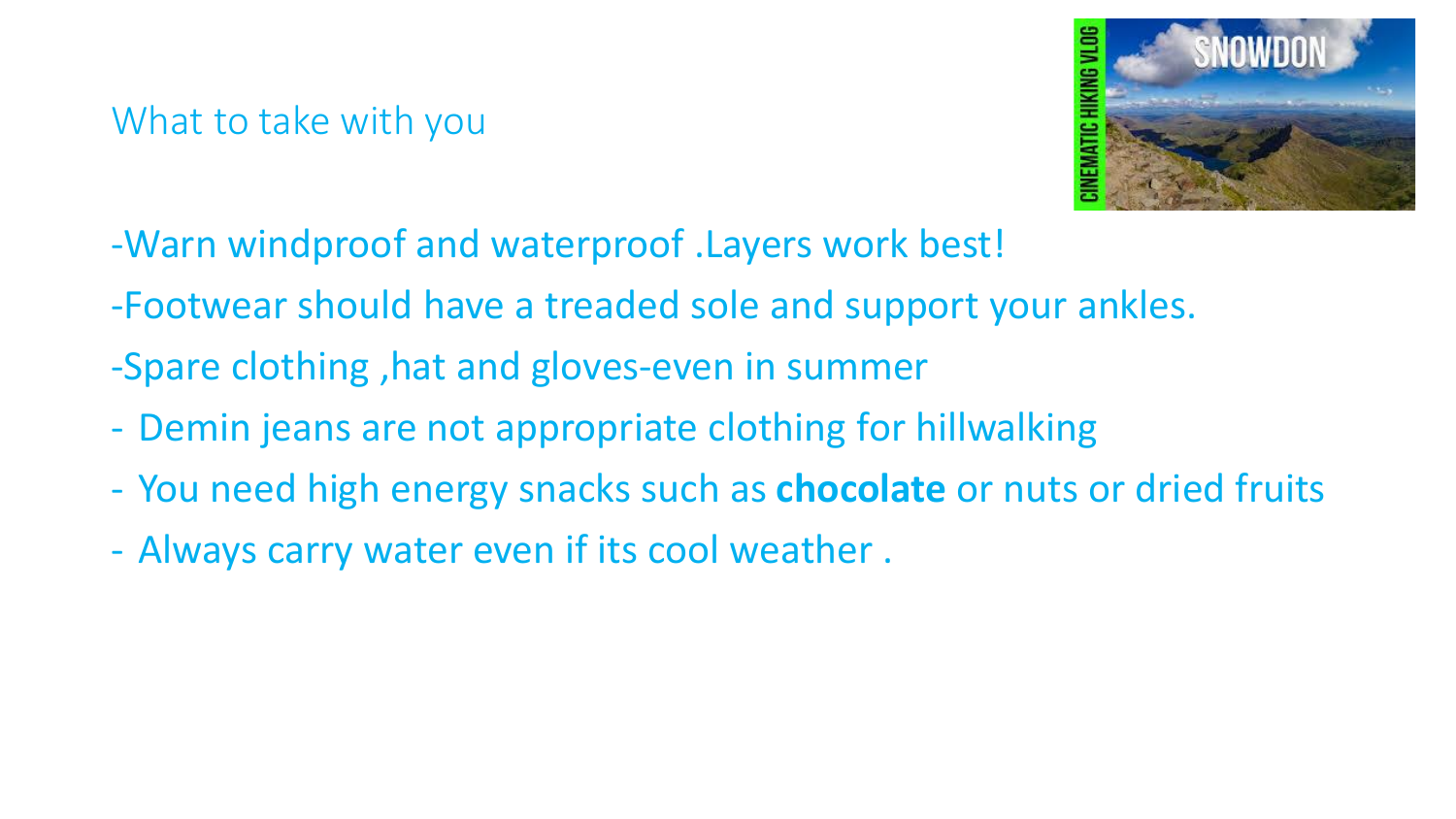# What to take with you

-Warn windproof and waterproof .Layers work best!

-Footwear should have a treaded sole and support your ankles.

-Spare clothing ,hat and gloves-even in summer

- Demin jeans are not appropriate clothing for hillwalking
- You need high energy snacks such as **chocolate** or nuts or dried fruits
- Always carry water even if its cool weather .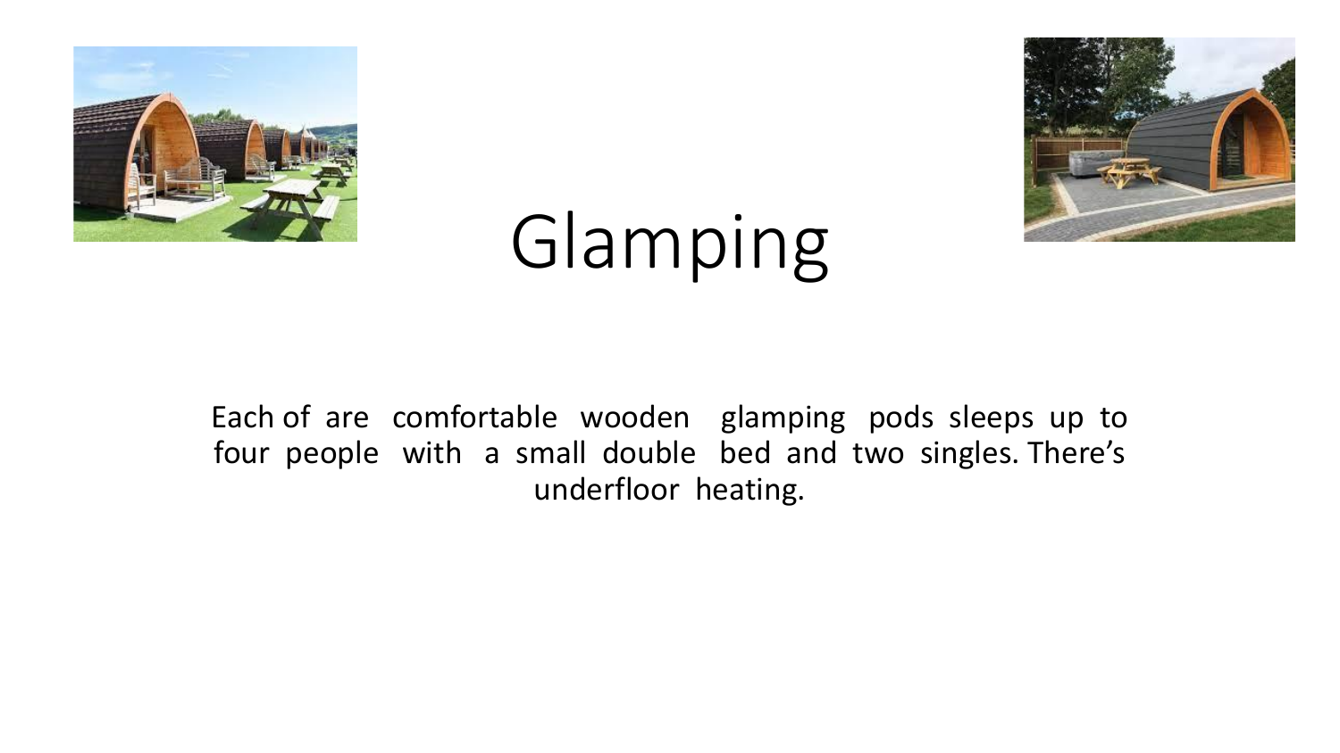# Glamping

Each of are comfortable wooden glamping pods sleeps up to four people with a small double bed and two singles. There's underfloor heating.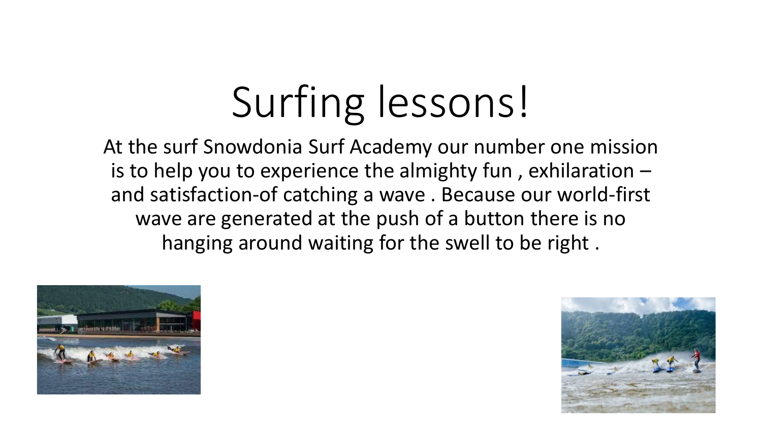# Surfing lessons!

At the surf Snowdonia Surf Academy our number one mission is to help you to experience the almighty fun , exhilaration – and satisfaction-of catching a wave . Because our world-first wave are generated at the push of a button there is no hanging around waiting for the swell to be right .